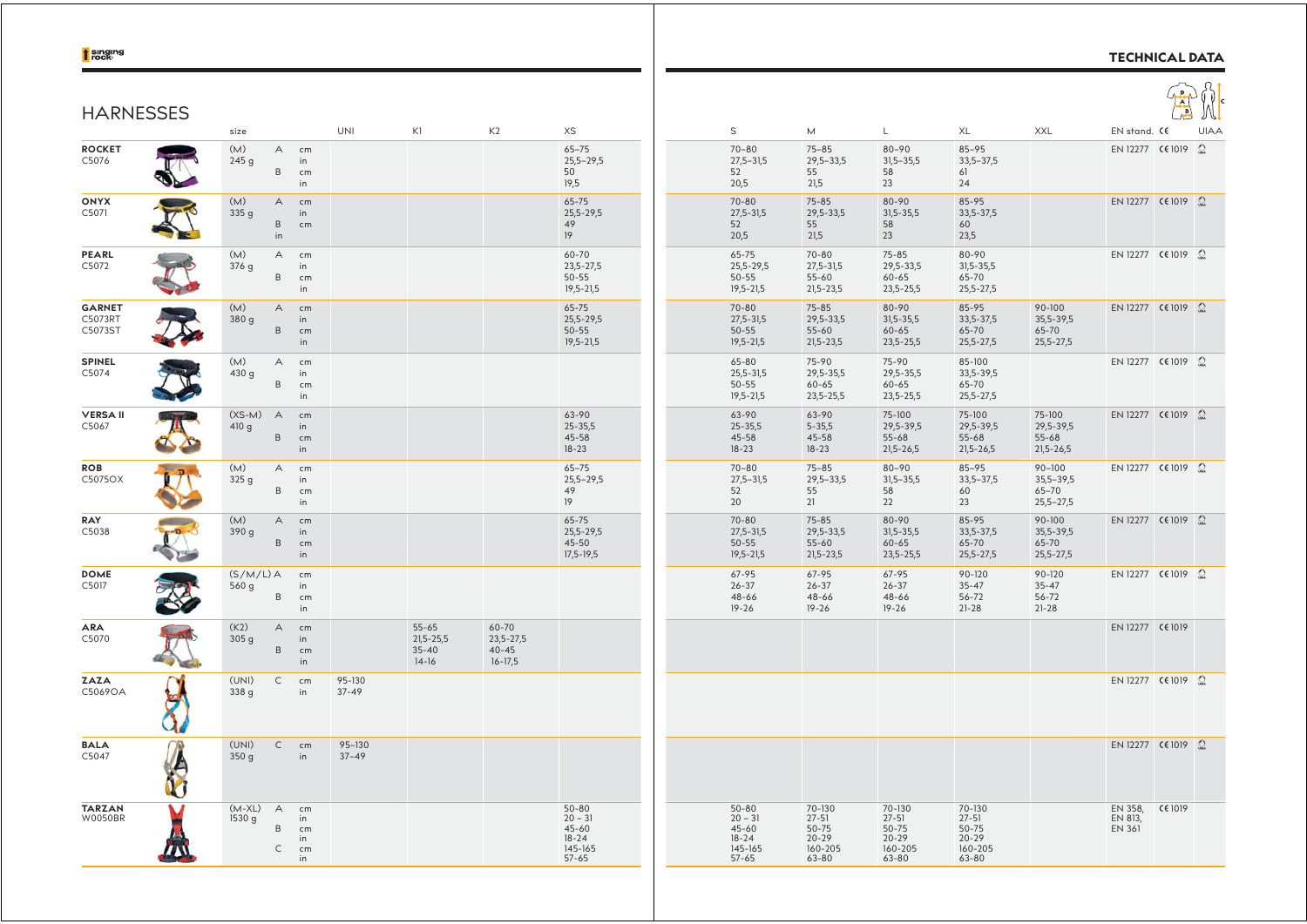# HARNESSES

## TECHNICAL DATA

| | size | | | UNI | K1 | K2 | XS | S | M | L | XL | XXL | EN stand. | CE | UIAA |
|---|---|---|---|---|---|---|---|---|---|---|---|---|---|---|---|
| **ROCKET** C5076 | (M) 245 g | A | cm | | | | 65–75 | 70–80 | 75–85 | 80–90 | 85–95 | | EN 12277 | CE 1019 | ✓ |
| | | | in | | | | 25,5–29,5 | 27,5–31,5 | 29,5–33,5 | 31,5–35,5 | 33,5–37,5 | | | | |
| | | B | cm | | | | 50 | 52 | 55 | 58 | 61 | | | | |
| | | | in | | | | 19,5 | 20,5 | 21,5 | 23 | 24 | | | | |
| **ONYX** C5071 | (M) 335 g | A | cm | | | | 65-75 | 70-80 | 75-85 | 80-90 | 85-95 | | EN 12277 | CE 1019 | ✓ |
| | | | in | | | | 25,5–29,5 | 27,5–31,5 | 29,5–33,5 | 31,5–35,5 | 33,5–37,5 | | | | |
| | | B | cm | | | | 49 | 52 | 55 | 58 | 60 | | | | |
| | | | in | | | | 19 | 20,5 | 21,5 | 23 | 23,5 | | | | |
| **PEARL** C5072 | (M) 376 g | A | cm | | | | 60-70 | 65-75 | 70-80 | 75-85 | 80-90 | | EN 12277 | CE 1019 | ✓ |
| | | | in | | | | 23,5–27,5 | 25,5–29,5 | 27,5–31,5 | 29,5–33,5 | 31,5–35,5 | | | | |
| | | B | cm | | | | 50-55 | 50-55 | 55-60 | 60-65 | 65-70 | | | | |
| | | | in | | | | 19,5–21,5 | 19,5–21,5 | 21,5–23,5 | 23,5–25,5 | 25,5–27,5 | | | | |
| **GARNET** C5073RT C5073ST | (M) 380 g | A | cm | | | | 65-75 | 70-80 | 75-85 | 80-90 | 85-95 | 90-100 | EN 12277 | CE 1019 | ✓ |
| | | | in | | | | 25,5–29,5 | 27,5–31,5 | 29,5–33,5 | 31,5–35,5 | 33,5–37,5 | 35,5–39,5 | | | |
| | | B | cm | | | | 50-55 | 50-55 | 55-60 | 60-65 | 65-70 | 65-70 | | | |
| | | | in | | | | 19,5–21,5 | 19,5–21,5 | 21,5–23,5 | 23,5–25,5 | 25,5–27,5 | 25,5–27,5 | | | |
| **SPINEL** C5074 | (M) 430 g | A | cm | | | | | 65-80 | 75-90 | 75-90 | 85-100 | | EN 12277 | CE 1019 | ✓ |
| | | | in | | | | | 25,5–31,5 | 29,5–35,5 | 29,5–35,5 | 33,5–39,5 | | | | |
| | | B | cm | | | | | 50-55 | 60-65 | 60-65 | 65-70 | | | | |
| | | | in | | | | | 19,5–21,5 | 23,5–25,5 | 23,5–25,5 | 25,5–27,5 | | | | |
| **VERSA II** C5067 | (XS-M) 410 g | A | cm | | | | 63-90 | 63-90 | 63-90 | 75-100 | 75-100 | 75-100 | EN 12277 | CE 1019 | ✓ |
| | | | in | | | | 25-35,5 | 25-35,5 | 5-35,5 | 29,5-39,5 | 29,5-39,5 | 29,5-39,5 | | | |
| | | B | cm | | | | 45-58 | 45-58 | 45-58 | 55-68 | 55-68 | 55-68 | | | |
| | | | in | | | | 18-23 | 18-23 | 18-23 | 21,5-26,5 | 21,5-26,5 | 21,5-26,5 | | | |
| **ROB** C5075OX | (M) 325 g | A | cm | | | | 65–75 | 70–80 | 75–85 | 80–90 | 85–95 | 90–100 | EN 12277 | CE 1019 | ✓ |
| | | | in | | | | 25,5–29,5 | 27,5–31,5 | 29,5–33,5 | 31,5–35,5 | 33,5–37,5 | 35,5–39,5 | | | |
| | | B | cm | | | | 49 | 52 | 55 | 58 | 60 | 65–70 | | | |
| | | | in | | | | 19 | 20 | 21 | 22 | 23 | 25,5–27,5 | | | |
| **RAY** C5038 | (M) 390 g | A | cm | | | | 65-75 | 70-80 | 75-85 | 80-90 | 85-95 | 90-100 | EN 12277 | CE 1019 | ✓ |
| | | | in | | | | 25,5–29,5 | 27,5–31,5 | 29,5–33,5 | 31,5–35,5 | 33,5–37,5 | 35,5–39,5 | | | |
| | | B | cm | | | | 45-50 | 50-55 | 55-60 | 60-65 | 65-70 | 65-70 | | | |
| | | | in | | | | 17,5–19,5 | 19,5–21,5 | 21,5–23,5 | 23,5–25,5 | 25,5–27,5 | 25,5–27,5 | | | |
| **DOME** C5017 | (S/M/L) 560 g | A | cm | | | | | 67-95 | 67-95 | 67-95 | 90-120 | 90-120 | EN 12277 | CE 1019 | ✓ |
| | | | in | | | | | 26-37 | 26-37 | 26-37 | 35-47 | 35-47 | | | |
| | | B | cm | | | | | 48-66 | 48-66 | 48-66 | 56-72 | 56-72 | | | |
| | | | in | | | | | 19-26 | 19-26 | 19-26 | 21-28 | 21-28 | | | |
| **ARA** C5070 | (K2) 305 g | A | cm | | 55-65 | 60-70 | | | | | | | EN 12277 | CE 1019 | |
| | | | in | | 21,5-25,5 | 23,5-27,5 | | | | | | | | | |
| | | B | cm | | 35-40 | 40-45 | | | | | | | | | |
| | | | in | | 14-16 | 16-17,5 | | | | | | | | | |
| **ZAZA** C5069OA | (UNI) 338 g | C | cm | 95-130 | | | | | | | | | EN 12277 | CE 1019 | ✓ |
| | | | in | 37-49 | | | | | | | | | | | |
| **BALA** C5047 | (UNI) 350 g | C | cm | 95–130 | | | | | | | | | EN 12277 | CE 1019 | ✓ |
| | | | in | 37–49 | | | | | | | | | | | |
| **TARZAN** W0050BR | (M-XL) 1530 g | A | cm | | | | 50-80 | 50-80 | 70-130 | 70-130 | 70-130 | | EN 358, EN 813, EN 361 | CE 1019 | |
| | | | in | | | | 20 – 31 | 20 – 31 | 27-51 | 27-51 | 27-51 | | | | |
| | | B | cm | | | | 45-60 | 45-60 | 50-75 | 50-75 | 50-75 | | | | |
| | | | in | | | | 18-24 | 18-24 | 20-29 | 20-29 | 20-29 | | | | |
| | | C | cm | | | | 145-165 | 145-165 | 160-205 | 160-205 | 160-205 | | | | |
| | | | in | | | | 57-65 | 57-65 | 63-80 | 63-80 | 63-80 | | | | |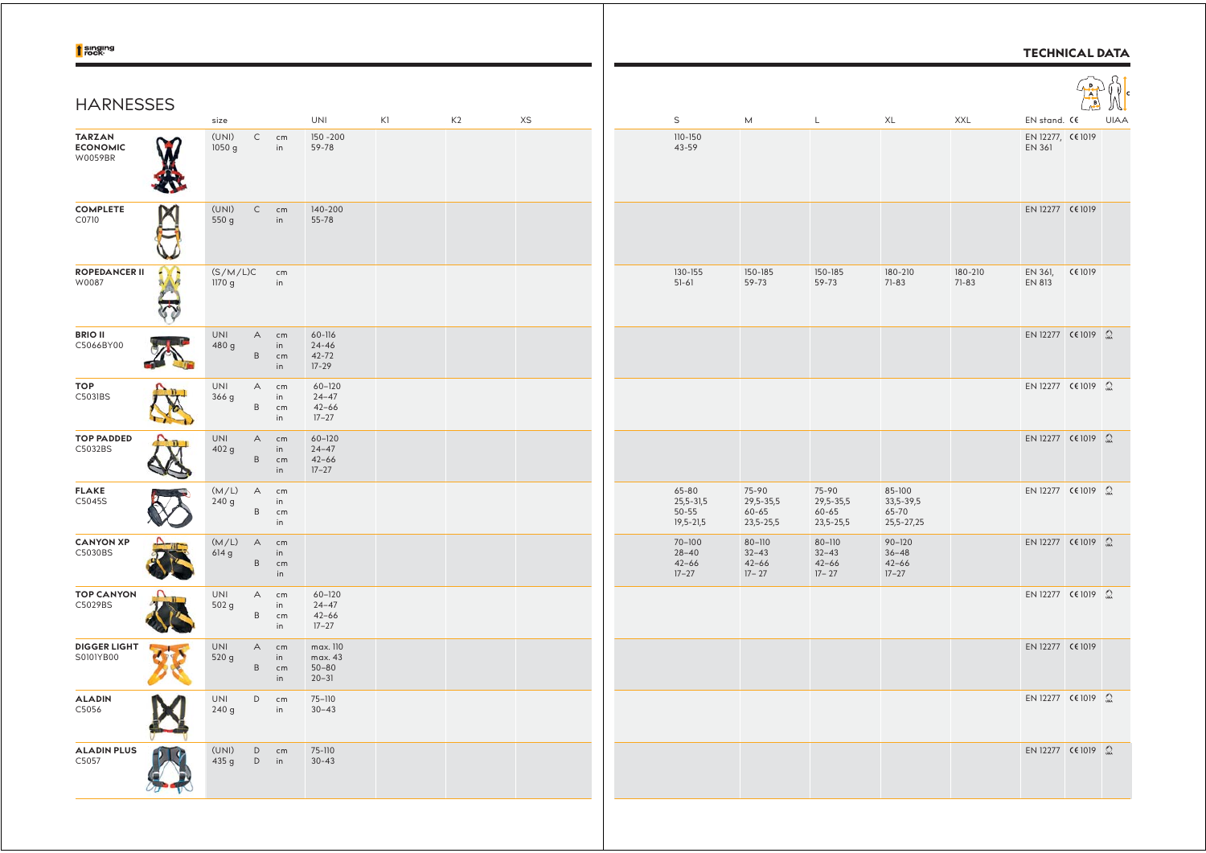# HARNESSES

## TECHNICAL DATA

| | size | | | UNI | K1 | K2 | XS | S | M | L | XL | XXL | EN stand. | CE | UIAA |
|---|---|---|---|---|---|---|---|---|---|---|---|---|---|---|---|
| **TARZAN ECONOMIC** W0059BR | (UNI) 1050 g | C | cm in | 150 -200 59-78 | | | | 110-150 43-59 | | | | | EN 12277, EN 361 | CE1019 | |
| **COMPLETE** C0710 | (UNI) 550 g | C | cm in | 140-200 55-78 | | | | | | | | | EN 12277 | CE1019 | |
| **ROPEDANCER II** W0087 | (S/M/L)C 1170 g | | cm in | | | | | 130-155 51-61 | 150-185 59-73 | 150-185 59-73 | 180-210 71-83 | 180-210 71-83 | EN 361, EN 813 | CE1019 | |
| **BRIO II** C5066BY00 | UNI 480 g | A B | cm in cm in | 60-116 24-46 42-72 17-29 | | | | | | | | | EN 12277 | CE1019 | UIAA |
| **TOP** C5031BS | UNI 366 g | A B | cm in cm in | 60–120 24–47 42–66 17–27 | | | | | | | | | EN 12277 | CE1019 | UIAA |
| **TOP PADDED** C5032BS | UNI 402 g | A B | cm in cm in | 60–120 24–47 42–66 17–27 | | | | | | | | | EN 12277 | CE1019 | UIAA |
| **FLAKE** C5045S | (M/L) 240 g | A B | cm in cm in | | | | | 65-80 25,5-31,5 50-55 19,5-21,5 | 75-90 29,5-35,5 60-65 23,5-25,5 | 75-90 29,5-35,5 60-65 23,5-25,5 | 85-100 33,5-39,5 65-70 25,5-27,25 | | EN 12277 | CE1019 | UIAA |
| **CANYON XP** C5030BS | (M/L) 614 g | A B | cm in cm in | | | | | 70–100 28–40 42–66 17–27 | 80–110 32–43 42–66 17– 27 | 80–110 32–43 42–66 17– 27 | 90–120 36–48 42–66 17–27 | | EN 12277 | CE1019 | UIAA |
| **TOP CANYON** C5029BS | UNI 502 g | A B | cm in cm in | 60–120 24–47 42–66 17–27 | | | | | | | | | EN 12277 | CE1019 | UIAA |
| **DIGGER LIGHT** S0101YB00 | UNI 520 g | A B | cm in cm in | max. 110 max. 43 50–80 20–31 | | | | | | | | | EN 12277 | CE1019 | |
| **ALADIN** C5056 | UNI 240 g | D | cm in | 75–110 30–43 | | | | | | | | | EN 12277 | CE1019 | UIAA |
| **ALADIN PLUS** C5057 | (UNI) 435 g | D D | cm in | 75-110 30-43 | | | | | | | | | EN 12277 | CE1019 | UIAA |